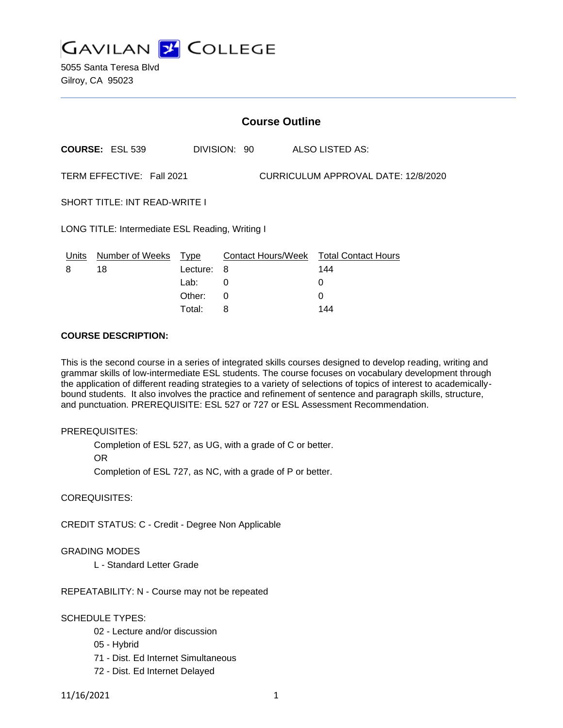# GAVILAN COLLEGE

5055 Santa Teresa Blvd
Gilroy, CA 95023

## Course Outline

**COURSE:** ESL 539 DIVISION: 90 ALSO LISTED AS:

TERM EFFECTIVE: Fall 2021 CURRICULUM APPROVAL DATE: 12/8/2020

SHORT TITLE: INT READ-WRITE I

LONG TITLE: Intermediate ESL Reading, Writing I

| Units | Number of Weeks | Type | Contact Hours/Week | Total Contact Hours |
|---|---|---|---|---|
| 8 | 18 | Lecture: | 8 | 144 |
| | | Lab: | 0 | 0 |
| | | Other: | 0 | 0 |
| | | Total: | 8 | 144 |

**COURSE DESCRIPTION:**

This is the second course in a series of integrated skills courses designed to develop reading, writing and grammar skills of low-intermediate ESL students. The course focuses on vocabulary development through the application of different reading strategies to a variety of selections of topics of interest to academically-bound students. It also involves the practice and refinement of sentence and paragraph skills, structure, and punctuation. PREREQUISITE: ESL 527 or 727 or ESL Assessment Recommendation.

PREREQUISITES:

Completion of ESL 527, as UG, with a grade of C or better.

OR

Completion of ESL 727, as NC, with a grade of P or better.

COREQUISITES:

CREDIT STATUS: C - Credit - Degree Non Applicable

GRADING MODES

L - Standard Letter Grade

REPEATABILITY: N - Course may not be repeated

SCHEDULE TYPES:

02 - Lecture and/or discussion

05 - Hybrid

71 - Dist. Ed Internet Simultaneous

72 - Dist. Ed Internet Delayed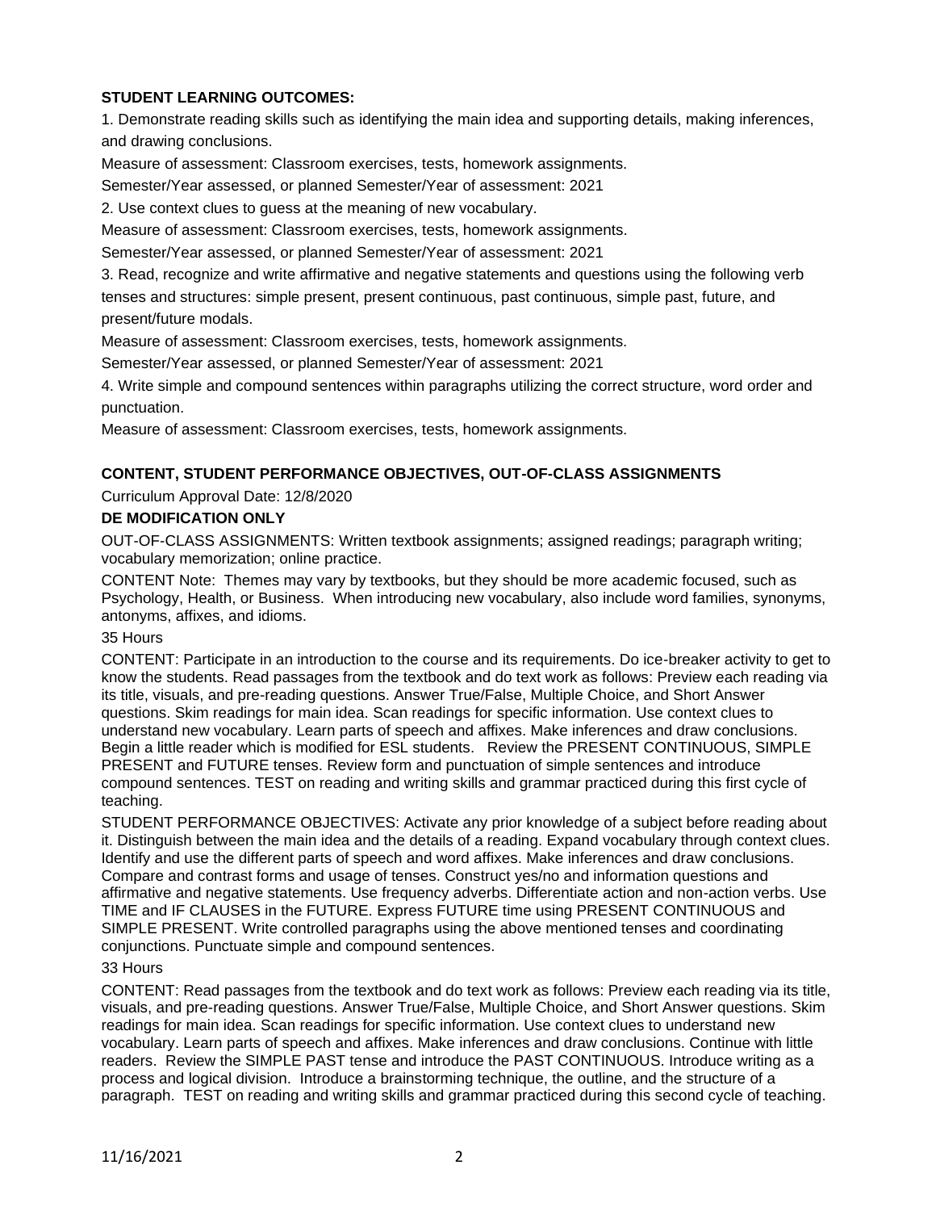**STUDENT LEARNING OUTCOMES:**

1. Demonstrate reading skills such as identifying the main idea and supporting details, making inferences, and drawing conclusions.

Measure of assessment: Classroom exercises, tests, homework assignments.

Semester/Year assessed, or planned Semester/Year of assessment: 2021

2. Use context clues to guess at the meaning of new vocabulary.

Measure of assessment: Classroom exercises, tests, homework assignments.

Semester/Year assessed, or planned Semester/Year of assessment: 2021

3. Read, recognize and write affirmative and negative statements and questions using the following verb tenses and structures: simple present, present continuous, past continuous, simple past, future, and present/future modals.

Measure of assessment: Classroom exercises, tests, homework assignments.

Semester/Year assessed, or planned Semester/Year of assessment: 2021

4. Write simple and compound sentences within paragraphs utilizing the correct structure, word order and punctuation.

Measure of assessment: Classroom exercises, tests, homework assignments.

**CONTENT, STUDENT PERFORMANCE OBJECTIVES, OUT-OF-CLASS ASSIGNMENTS**

Curriculum Approval Date: 12/8/2020

**DE MODIFICATION ONLY**

OUT-OF-CLASS ASSIGNMENTS: Written textbook assignments; assigned readings; paragraph writing; vocabulary memorization; online practice.

CONTENT Note: Themes may vary by textbooks, but they should be more academic focused, such as Psychology, Health, or Business. When introducing new vocabulary, also include word families, synonyms, antonyms, affixes, and idioms.

35 Hours

CONTENT: Participate in an introduction to the course and its requirements. Do ice-breaker activity to get to know the students. Read passages from the textbook and do text work as follows: Preview each reading via its title, visuals, and pre-reading questions. Answer True/False, Multiple Choice, and Short Answer questions. Skim readings for main idea. Scan readings for specific information. Use context clues to understand new vocabulary. Learn parts of speech and affixes. Make inferences and draw conclusions. Begin a little reader which is modified for ESL students. Review the PRESENT CONTINUOUS, SIMPLE PRESENT and FUTURE tenses. Review form and punctuation of simple sentences and introduce compound sentences. TEST on reading and writing skills and grammar practiced during this first cycle of teaching.

STUDENT PERFORMANCE OBJECTIVES: Activate any prior knowledge of a subject before reading about it. Distinguish between the main idea and the details of a reading. Expand vocabulary through context clues. Identify and use the different parts of speech and word affixes. Make inferences and draw conclusions. Compare and contrast forms and usage of tenses. Construct yes/no and information questions and affirmative and negative statements. Use frequency adverbs. Differentiate action and non-action verbs. Use TIME and IF CLAUSES in the FUTURE. Express FUTURE time using PRESENT CONTINUOUS and SIMPLE PRESENT. Write controlled paragraphs using the above mentioned tenses and coordinating conjunctions. Punctuate simple and compound sentences.

33 Hours

CONTENT: Read passages from the textbook and do text work as follows: Preview each reading via its title, visuals, and pre-reading questions. Answer True/False, Multiple Choice, and Short Answer questions. Skim readings for main idea. Scan readings for specific information. Use context clues to understand new vocabulary. Learn parts of speech and affixes. Make inferences and draw conclusions. Continue with little readers. Review the SIMPLE PAST tense and introduce the PAST CONTINUOUS. Introduce writing as a process and logical division. Introduce a brainstorming technique, the outline, and the structure of a paragraph. TEST on reading and writing skills and grammar practiced during this second cycle of teaching.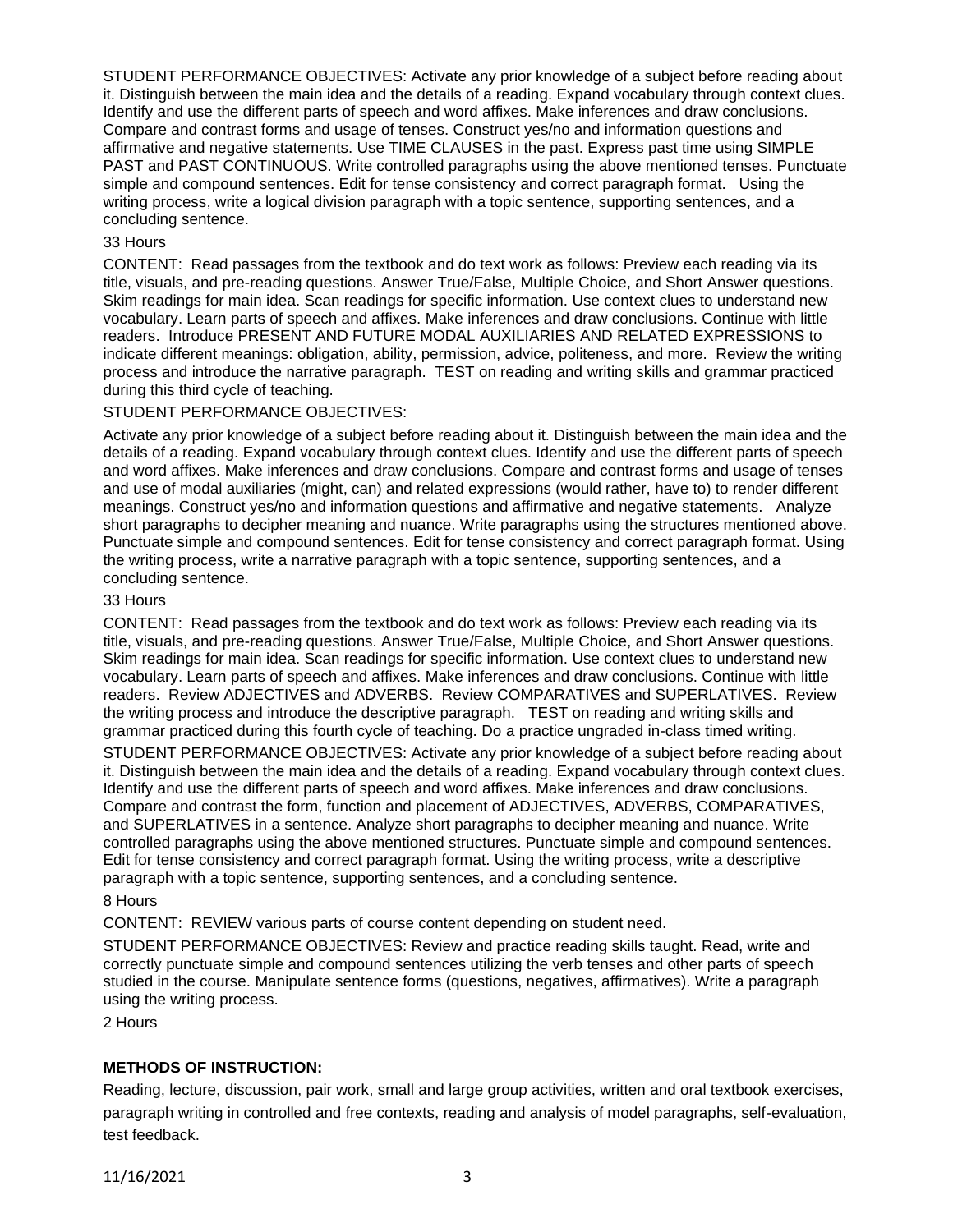STUDENT PERFORMANCE OBJECTIVES: Activate any prior knowledge of a subject before reading about it. Distinguish between the main idea and the details of a reading. Expand vocabulary through context clues. Identify and use the different parts of speech and word affixes. Make inferences and draw conclusions. Compare and contrast forms and usage of tenses. Construct yes/no and information questions and affirmative and negative statements. Use TIME CLAUSES in the past. Express past time using SIMPLE PAST and PAST CONTINUOUS. Write controlled paragraphs using the above mentioned tenses. Punctuate simple and compound sentences. Edit for tense consistency and correct paragraph format. Using the writing process, write a logical division paragraph with a topic sentence, supporting sentences, and a concluding sentence.

33 Hours

CONTENT: Read passages from the textbook and do text work as follows: Preview each reading via its title, visuals, and pre-reading questions. Answer True/False, Multiple Choice, and Short Answer questions. Skim readings for main idea. Scan readings for specific information. Use context clues to understand new vocabulary. Learn parts of speech and affixes. Make inferences and draw conclusions. Continue with little readers. Introduce PRESENT AND FUTURE MODAL AUXILIARIES AND RELATED EXPRESSIONS to indicate different meanings: obligation, ability, permission, advice, politeness, and more. Review the writing process and introduce the narrative paragraph. TEST on reading and writing skills and grammar practiced during this third cycle of teaching.

STUDENT PERFORMANCE OBJECTIVES:

Activate any prior knowledge of a subject before reading about it. Distinguish between the main idea and the details of a reading. Expand vocabulary through context clues. Identify and use the different parts of speech and word affixes. Make inferences and draw conclusions. Compare and contrast forms and usage of tenses and use of modal auxiliaries (might, can) and related expressions (would rather, have to) to render different meanings. Construct yes/no and information questions and affirmative and negative statements. Analyze short paragraphs to decipher meaning and nuance. Write paragraphs using the structures mentioned above. Punctuate simple and compound sentences. Edit for tense consistency and correct paragraph format. Using the writing process, write a narrative paragraph with a topic sentence, supporting sentences, and a concluding sentence.

33 Hours

CONTENT: Read passages from the textbook and do text work as follows: Preview each reading via its title, visuals, and pre-reading questions. Answer True/False, Multiple Choice, and Short Answer questions. Skim readings for main idea. Scan readings for specific information. Use context clues to understand new vocabulary. Learn parts of speech and affixes. Make inferences and draw conclusions. Continue with little readers. Review ADJECTIVES and ADVERBS. Review COMPARATIVES and SUPERLATIVES. Review the writing process and introduce the descriptive paragraph. TEST on reading and writing skills and grammar practiced during this fourth cycle of teaching. Do a practice ungraded in-class timed writing.

STUDENT PERFORMANCE OBJECTIVES: Activate any prior knowledge of a subject before reading about it. Distinguish between the main idea and the details of a reading. Expand vocabulary through context clues. Identify and use the different parts of speech and word affixes. Make inferences and draw conclusions. Compare and contrast the form, function and placement of ADJECTIVES, ADVERBS, COMPARATIVES, and SUPERLATIVES in a sentence. Analyze short paragraphs to decipher meaning and nuance. Write controlled paragraphs using the above mentioned structures. Punctuate simple and compound sentences. Edit for tense consistency and correct paragraph format. Using the writing process, write a descriptive paragraph with a topic sentence, supporting sentences, and a concluding sentence.

8 Hours

CONTENT: REVIEW various parts of course content depending on student need.

STUDENT PERFORMANCE OBJECTIVES: Review and practice reading skills taught. Read, write and correctly punctuate simple and compound sentences utilizing the verb tenses and other parts of speech studied in the course. Manipulate sentence forms (questions, negatives, affirmatives). Write a paragraph using the writing process.

2 Hours

**METHODS OF INSTRUCTION:**

Reading, lecture, discussion, pair work, small and large group activities, written and oral textbook exercises, paragraph writing in controlled and free contexts, reading and analysis of model paragraphs, self-evaluation, test feedback.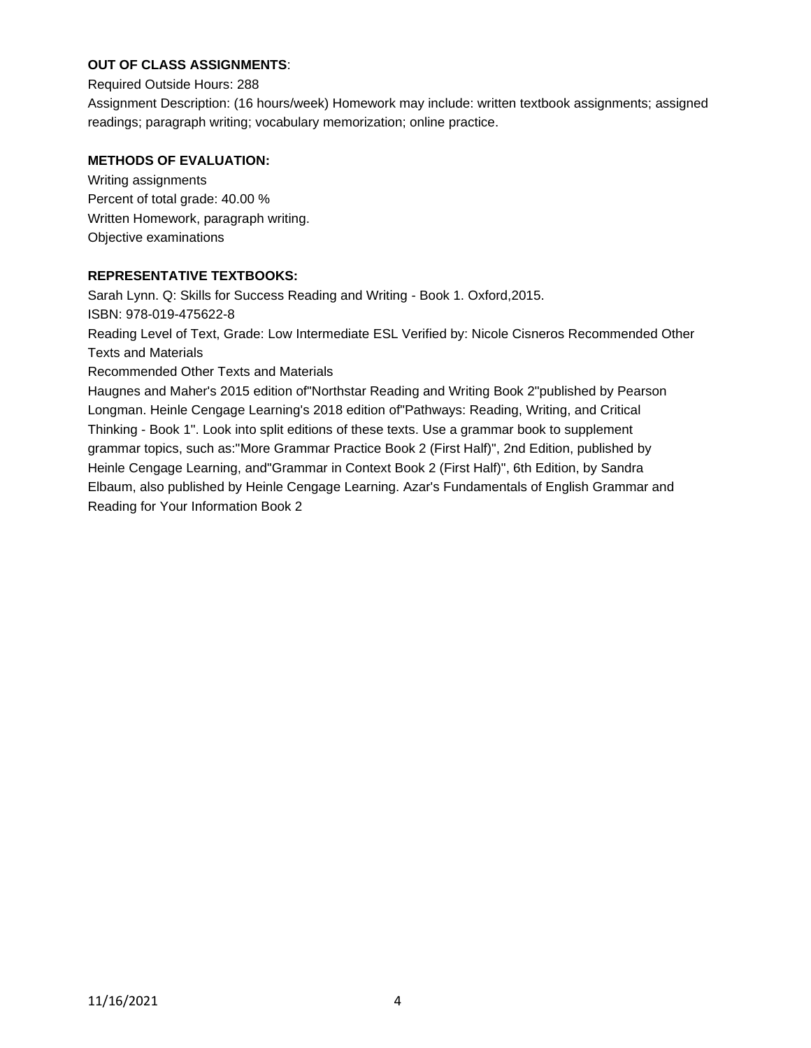**OUT OF CLASS ASSIGNMENTS**:

Required Outside Hours: 288

Assignment Description: (16 hours/week) Homework may include: written textbook assignments; assigned readings; paragraph writing; vocabulary memorization; online practice.

**METHODS OF EVALUATION:**

Writing assignments

Percent of total grade: 40.00 %

Written Homework, paragraph writing.

Objective examinations

**REPRESENTATIVE TEXTBOOKS:**

Sarah Lynn. Q: Skills for Success Reading and Writing - Book 1. Oxford,2015.

ISBN: 978-019-475622-8

Reading Level of Text, Grade: Low Intermediate ESL Verified by: Nicole Cisneros Recommended Other Texts and Materials

Recommended Other Texts and Materials

Haugnes and Maher's 2015 edition of"Northstar Reading and Writing Book 2"published by Pearson Longman. Heinle Cengage Learning's 2018 edition of"Pathways: Reading, Writing, and Critical Thinking - Book 1". Look into split editions of these texts. Use a grammar book to supplement grammar topics, such as:"More Grammar Practice Book 2 (First Half)", 2nd Edition, published by Heinle Cengage Learning, and"Grammar in Context Book 2 (First Half)", 6th Edition, by Sandra Elbaum, also published by Heinle Cengage Learning. Azar's Fundamentals of English Grammar and Reading for Your Information Book 2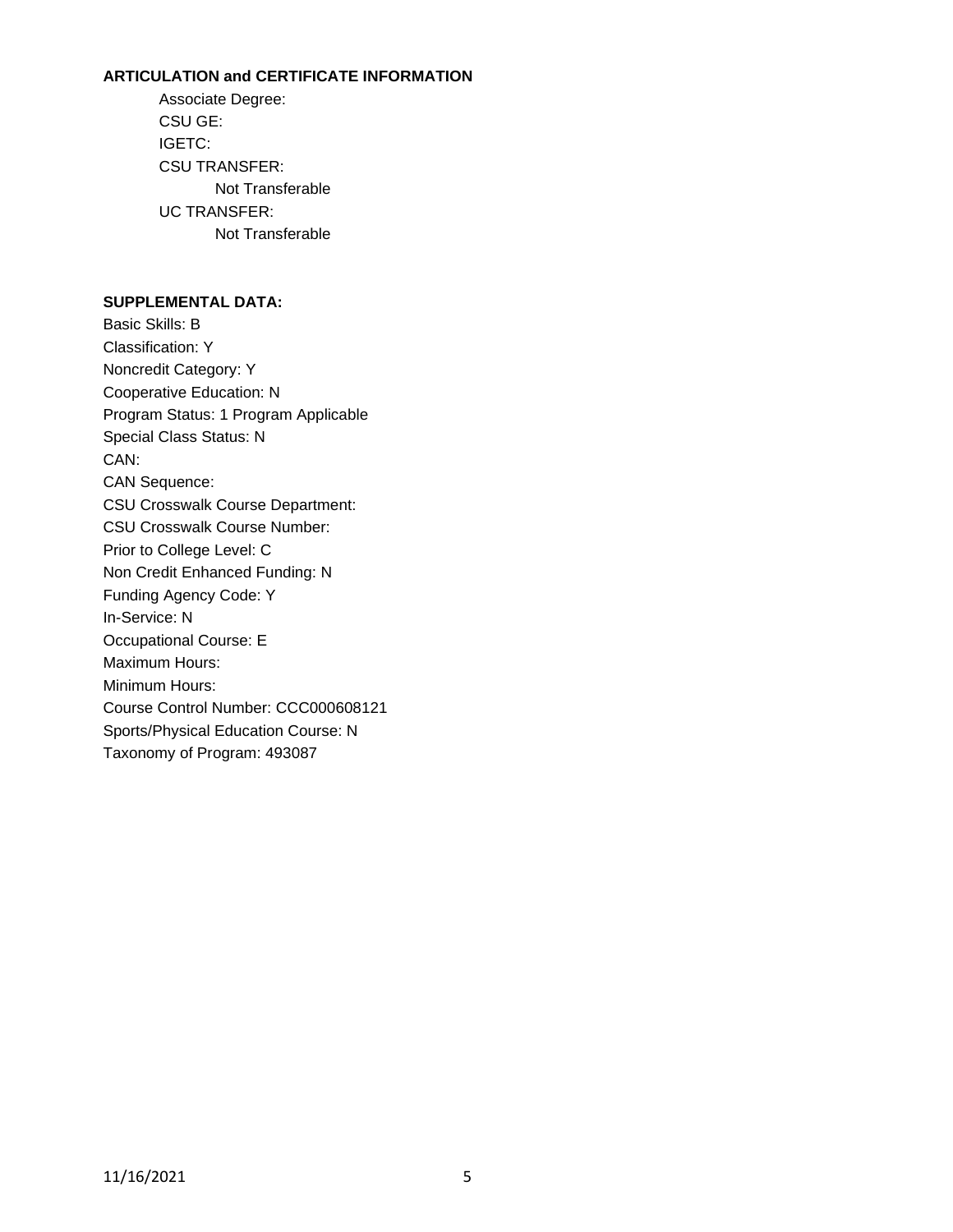**ARTICULATION and CERTIFICATE INFORMATION**

Associate Degree:

CSU GE:

IGETC:

CSU TRANSFER:

Not Transferable

UC TRANSFER:

Not Transferable

**SUPPLEMENTAL DATA:**

Basic Skills: B

Classification: Y

Noncredit Category: Y

Cooperative Education: N

Program Status: 1 Program Applicable

Special Class Status: N

CAN:

CAN Sequence:

CSU Crosswalk Course Department:

CSU Crosswalk Course Number:

Prior to College Level: C

Non Credit Enhanced Funding: N

Funding Agency Code: Y

In-Service: N

Occupational Course: E

Maximum Hours:

Minimum Hours:

Course Control Number: CCC000608121

Sports/Physical Education Course: N

Taxonomy of Program: 493087